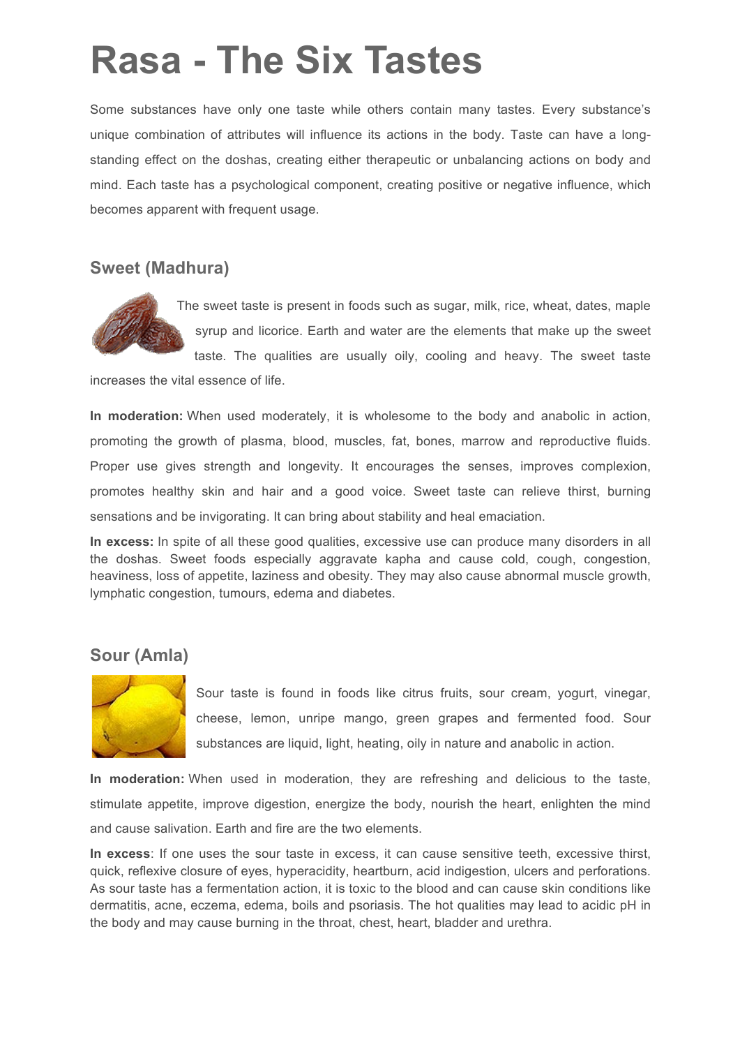# Rasa - The Six Tastes

Some substances have only one taste while others contain many tastes. Every substance's unique combination of attributes will influence its actions in the body. Taste can have a long-standing effect on the doshas, creating either therapeutic or unbalancing actions on body and mind. Each taste has a psychological component, creating positive or negative influence, which becomes apparent with frequent usage.

## Sweet (Madhura)

The sweet taste is present in foods such as sugar, milk, rice, wheat, dates, maple syrup and licorice. Earth and water are the elements that make up the sweet taste. The qualities are usually oily, cooling and heavy. The sweet taste increases the vital essence of life.

**In moderation:** When used moderately, it is wholesome to the body and anabolic in action, promoting the growth of plasma, blood, muscles, fat, bones, marrow and reproductive fluids. Proper use gives strength and longevity. It encourages the senses, improves complexion, promotes healthy skin and hair and a good voice. Sweet taste can relieve thirst, burning sensations and be invigorating. It can bring about stability and heal emaciation.

**In excess:** In spite of all these good qualities, excessive use can produce many disorders in all the doshas. Sweet foods especially aggravate kapha and cause cold, cough, congestion, heaviness, loss of appetite, laziness and obesity. They may also cause abnormal muscle growth, lymphatic congestion, tumours, edema and diabetes.

## Sour (Amla)

Sour taste is found in foods like citrus fruits, sour cream, yogurt, vinegar, cheese, lemon, unripe mango, green grapes and fermented food. Sour substances are liquid, light, heating, oily in nature and anabolic in action.

**In moderation:** When used in moderation, they are refreshing and delicious to the taste, stimulate appetite, improve digestion, energize the body, nourish the heart, enlighten the mind and cause salivation. Earth and fire are the two elements.

**In excess**: If one uses the sour taste in excess, it can cause sensitive teeth, excessive thirst, quick, reflexive closure of eyes, hyperacidity, heartburn, acid indigestion, ulcers and perforations. As sour taste has a fermentation action, it is toxic to the blood and can cause skin conditions like dermatitis, acne, eczema, edema, boils and psoriasis. The hot qualities may lead to acidic pH in the body and may cause burning in the throat, chest, heart, bladder and urethra.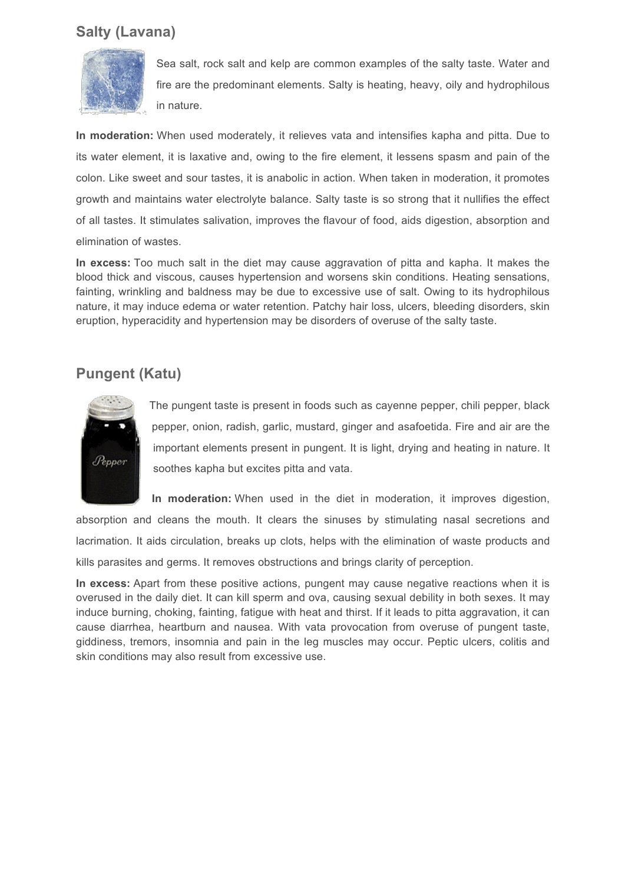## Salty (Lavana)

Sea salt, rock salt and kelp are common examples of the salty taste. Water and fire are the predominant elements. Salty is heating, heavy, oily and hydrophilous in nature.

**In moderation:** When used moderately, it relieves vata and intensifies kapha and pitta. Due to its water element, it is laxative and, owing to the fire element, it lessens spasm and pain of the colon. Like sweet and sour tastes, it is anabolic in action. When taken in moderation, it promotes growth and maintains water electrolyte balance. Salty taste is so strong that it nullifies the effect of all tastes. It stimulates salivation, improves the flavour of food, aids digestion, absorption and elimination of wastes.

**In excess:** Too much salt in the diet may cause aggravation of pitta and kapha. It makes the blood thick and viscous, causes hypertension and worsens skin conditions. Heating sensations, fainting, wrinkling and baldness may be due to excessive use of salt. Owing to its hydrophilous nature, it may induce edema or water retention. Patchy hair loss, ulcers, bleeding disorders, skin eruption, hyperacidity and hypertension may be disorders of overuse of the salty taste.

## Pungent (Katu)

The pungent taste is present in foods such as cayenne pepper, chili pepper, black pepper, onion, radish, garlic, mustard, ginger and asafoetida. Fire and air are the important elements present in pungent. It is light, drying and heating in nature. It soothes kapha but excites pitta and vata.

**In moderation:** When used in the diet in moderation, it improves digestion, absorption and cleans the mouth. It clears the sinuses by stimulating nasal secretions and lacrimation. It aids circulation, breaks up clots, helps with the elimination of waste products and kills parasites and germs. It removes obstructions and brings clarity of perception.

**In excess:** Apart from these positive actions, pungent may cause negative reactions when it is overused in the daily diet. It can kill sperm and ova, causing sexual debility in both sexes. It may induce burning, choking, fainting, fatigue with heat and thirst. If it leads to pitta aggravation, it can cause diarrhea, heartburn and nausea. With vata provocation from overuse of pungent taste, giddiness, tremors, insomnia and pain in the leg muscles may occur. Peptic ulcers, colitis and skin conditions may also result from excessive use.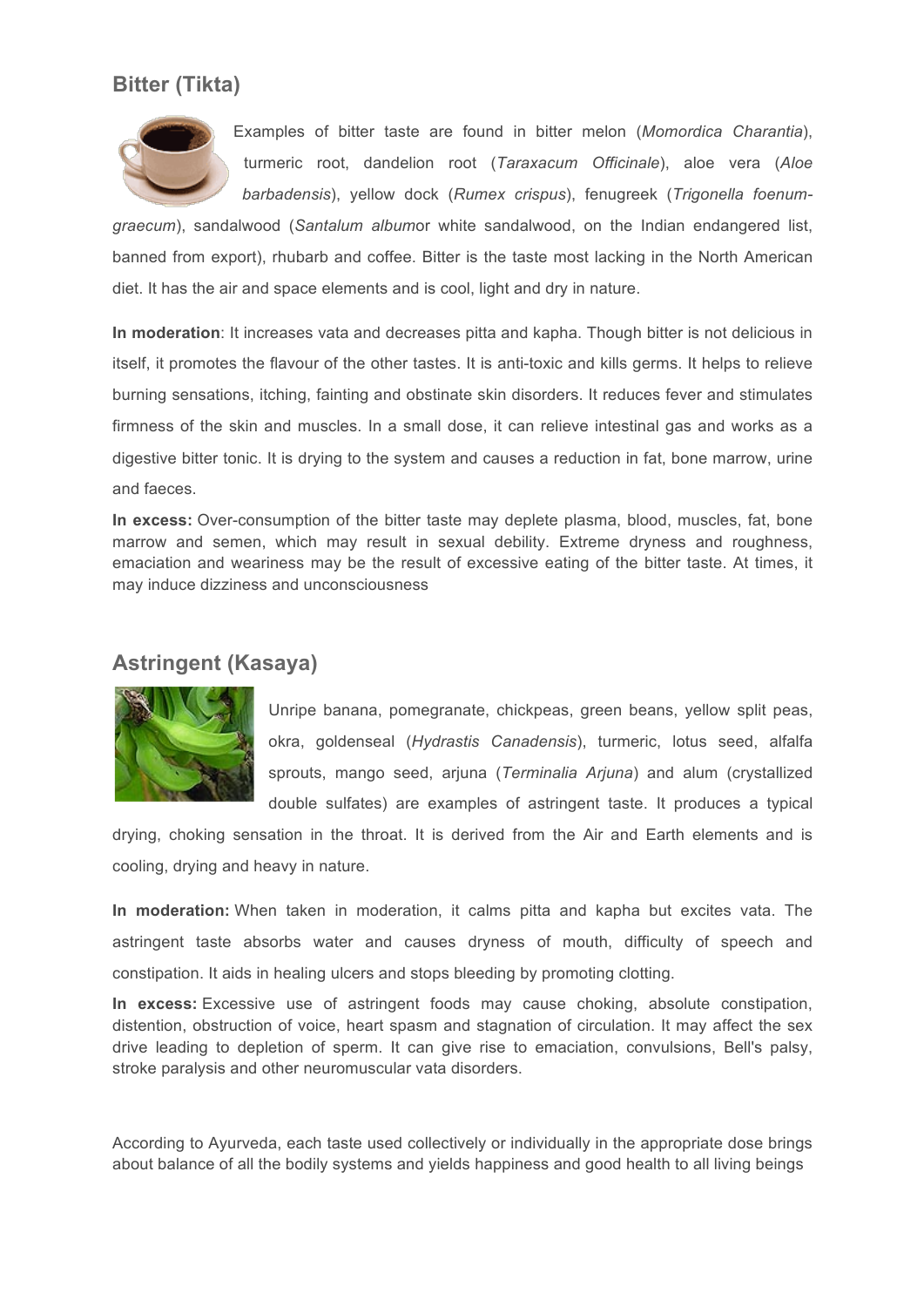## Bitter (Tikta)

Examples of bitter taste are found in bitter melon (*Momordica Charantia*), turmeric root, dandelion root (*Taraxacum Officinale*), aloe vera (*Aloe barbadensis*), yellow dock (*Rumex crispus*), fenugreek (*Trigonella foenum-graecum*), sandalwood (*Santalum album*or white sandalwood, on the Indian endangered list, banned from export), rhubarb and coffee. Bitter is the taste most lacking in the North American diet. It has the air and space elements and is cool, light and dry in nature.

**In moderation**: It increases vata and decreases pitta and kapha. Though bitter is not delicious in itself, it promotes the flavour of the other tastes. It is anti-toxic and kills germs. It helps to relieve burning sensations, itching, fainting and obstinate skin disorders. It reduces fever and stimulates firmness of the skin and muscles. In a small dose, it can relieve intestinal gas and works as a digestive bitter tonic. It is drying to the system and causes a reduction in fat, bone marrow, urine and faeces.

**In excess:** Over-consumption of the bitter taste may deplete plasma, blood, muscles, fat, bone marrow and semen, which may result in sexual debility. Extreme dryness and roughness, emaciation and weariness may be the result of excessive eating of the bitter taste. At times, it may induce dizziness and unconsciousness

## Astringent (Kasaya)

Unripe banana, pomegranate, chickpeas, green beans, yellow split peas, okra, goldenseal (*Hydrastis Canadensis*), turmeric, lotus seed, alfalfa sprouts, mango seed, arjuna (*Terminalia Arjuna*) and alum (crystallized double sulfates) are examples of astringent taste. It produces a typical drying, choking sensation in the throat. It is derived from the Air and Earth elements and is cooling, drying and heavy in nature.

**In moderation:** When taken in moderation, it calms pitta and kapha but excites vata. The astringent taste absorbs water and causes dryness of mouth, difficulty of speech and constipation. It aids in healing ulcers and stops bleeding by promoting clotting.

**In excess:** Excessive use of astringent foods may cause choking, absolute constipation, distention, obstruction of voice, heart spasm and stagnation of circulation. It may affect the sex drive leading to depletion of sperm. It can give rise to emaciation, convulsions, Bell's palsy, stroke paralysis and other neuromuscular vata disorders.

According to Ayurveda, each taste used collectively or individually in the appropriate dose brings about balance of all the bodily systems and yields happiness and good health to all living beings